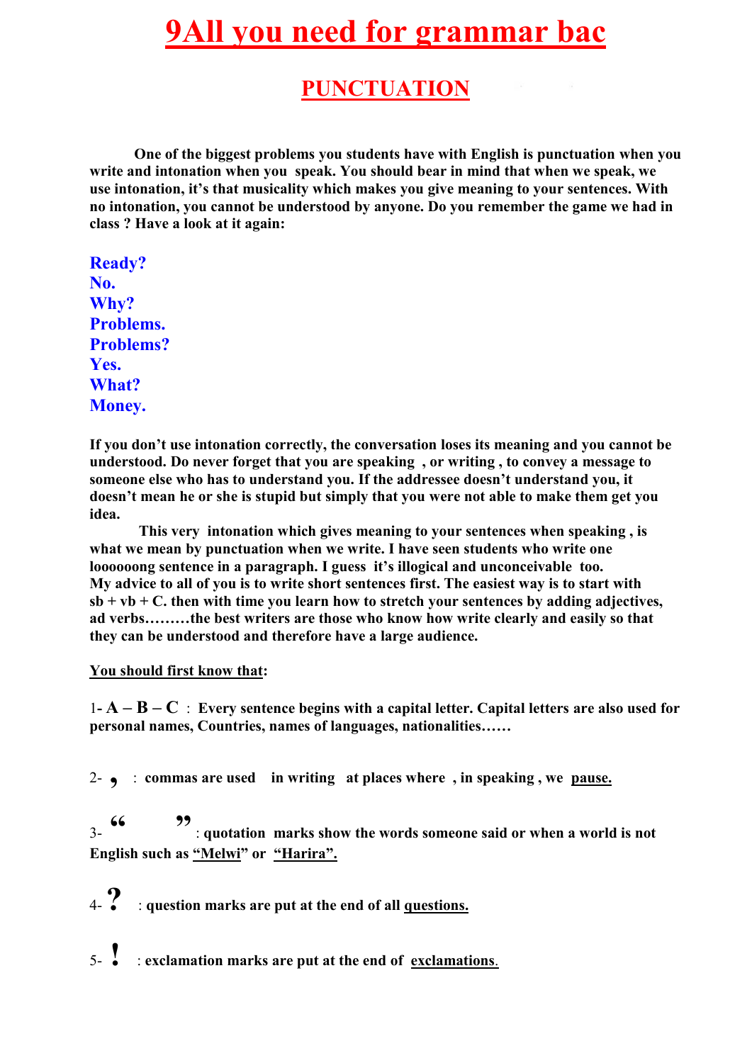# 9All you need for grammar bac

## PUNCTUATION

**One of the biggest problems you students have with English is punctuation when you write and intonation when you speak. You should bear in mind that when we speak, we use intonation, it's that musicality which makes you give meaning to your sentences. With no intonation, you cannot be understood by anyone. Do you remember the game we had in class ? Have a look at it again:**

**Ready?**
**No.**
**Why?**
**Problems.**
**Problems?**
**Yes.**
**What?**
**Money.**

**If you don't use intonation correctly, the conversation loses its meaning and you cannot be understood. Do never forget that you are speaking , or writing , to convey a message to someone else who has to understand you. If the addressee doesn't understand you, it doesn't mean he or she is stupid but simply that you were not able to make them get you idea.**

**This very intonation which gives meaning to your sentences when speaking , is what we mean by punctuation when we write. I have seen students who write one loooooong sentence in a paragraph. I guess it's illogical and unconceivable too. My advice to all of you is to write short sentences first. The easiest way is to start with sb + vb + C. then with time you learn how to stretch your sentences by adding adjectives, ad verbs………the best writers are those who know how write clearly and easily so that they can be understood and therefore have a large audience.**

**You should first know that:**

1- **A – B – C** : **Every sentence begins with a capital letter. Capital letters are also used for personal names, Countries, names of languages, nationalities……**

2- **,** : **commas are used in writing at places where , in speaking , we pause.**

3- **“ ”** : **quotation marks show the words someone said or when a world is not English such as “Melwi” or “Harira”.**

4- **?** : **question marks are put at the end of all questions.**

5- **!** : **exclamation marks are put at the end of exclamations.**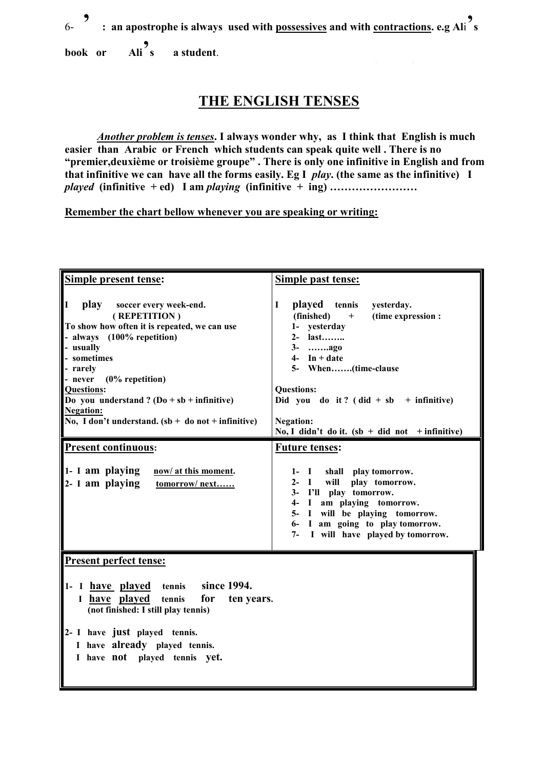6- **’ : an apostrophe is always used with <u>possessives</u> and with <u>contractions</u>. e.g Ali’s book or Ali’s a student**.

# THE ENGLISH TENSES

***<u>Another problem is tenses</u>*. I always wonder why, as I think that English is much easier than Arabic or French which students can speak quite well . There is no “premier,deuxième or troisième groupe” . There is only one infinitive in English and from that infinitive we can have all the forms easily. Eg I *play*. (the same as the infinitive) I *played* (infinitive + ed) I am *playing* (infinitive + ing) ……………………**

**<u>Remember the chart bellow whenever you are speaking or writing:</u>**

| **<u>Simple present tense</u>:** | **<u>Simple past tense:</u>** |
|---|---|
| **I play soccer every week-end.**<br>**( REPETITION )**<br>**To show how often it is repeated, we can use**<br>**- always (100% repetition)**<br>**- usually**<br>**- sometimes**<br>**- rarely**<br>**- never (0% repetition)**<br>**<u>Questions</u>:**<br>**Do you understand ? (Do + sb + infinitive)**<br>**<u>Negation:</u>**<br>**No, I don’t understand. (sb + do not + infinitive)** | **I played tennis yesterday.**<br>**(finished) + (time expression :**<br>**1- yesterday**<br>**2- last……..**<br>**3- …….ago**<br>**4- In + date**<br>**5- When…….(time-clause**<br><br>**Questions:**<br>**Did you do it ? ( did + sb + infinitive)**<br><br>**Negation:**<br>**No, I didn’t do it. (sb + did not + infinitive)** |
| **<u>Present continuous</u>:** | **<u>Future tenses</u>:** |
| **1- I am playing <u>now/ at this moment</u>.**<br>**2- I am playing <u>tomorrow/ next……</u>** | **1- I shall play tomorrow.**<br>**2- I will play tomorrow.**<br>**3- I’ll play tomorrow.**<br>**4- I am playing tomorrow.**<br>**5- I will be playing tomorrow.**<br>**6- I am going to play tomorrow.**<br>**7- I will have played by tomorrow.** |

| **<u>Present perfect tense:</u>** |
|---|
| **1- I <u>have</u> <u>played</u> tennis since 1994.**<br>**I <u>have</u> <u>played</u> tennis for ten years.**<br>**(not finished: I still play tennis)**<br><br>**2- I have just played tennis.**<br>**I have already played tennis.**<br>**I have not played tennis yet.** |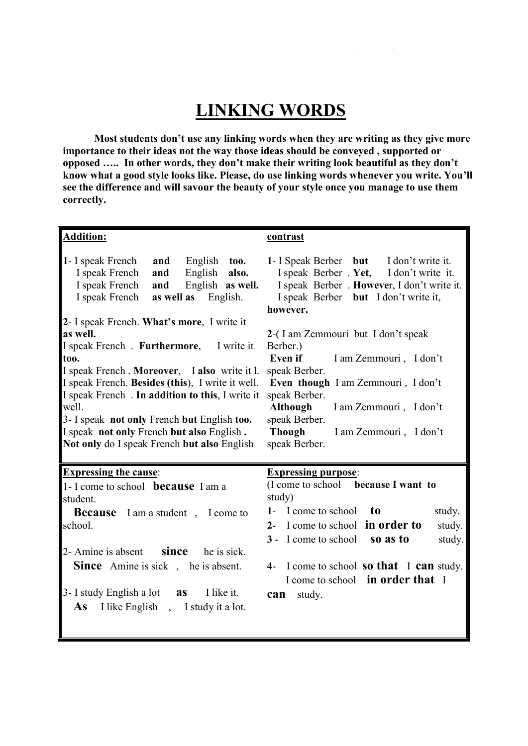# LINKING WORDS

**Most students don't use any linking words when they are writing as they give more importance to their ideas not the way those ideas should be conveyed , supported or opposed ….. In other words, they don't make their writing look beautiful as they don't know what a good style looks like. Please, do use linking words whenever you write. You'll see the difference and will savour the beauty of your style once you manage to use them correctly.**

| **Addition:** | **contrast** |
|---|---|
| **1**- I speak French **and** English **too.**<br>I speak French **and** English **also.**<br>I speak French **and** English **as well.**<br>I speak French **as well as** English.<br><br>**2**- I speak French. **What's more**, I write it **as well.**<br>I speak French . **Furthermore**, I write it **too.**<br>I speak French . **Moreover**, I **also** write it l.<br>I speak French. **Besides (this**), I write it well.<br>I speak French . **In addition to this**, I write it well.<br>3- I speak **not only** French **but** English **too.**<br>I speak **not only** French **but also** English **.**<br>**Not only** do I speak French **but also** English | **1**- I Speak Berber **but** I don't write it.<br>I speak Berber . **Yet**, I don't write it.<br>I speak Berber . **However**, I don't write it.<br>I speak Berber **but** I don't write it, **however.**<br><br>**2**-( I am Zemmouri but I don't speak Berber.)<br>**Even if** I am Zemmouri , I don't speak Berber.<br>**Even though** I am Zemmouri , I don't speak Berber.<br>**Although** I am Zemmouri , I don't speak Berber.<br>**Though** I am Zemmouri , I don't speak Berber. |
| **Expressing the cause**:<br>1- I come to school **because** I am a student.<br>**Because** I am a student , I come to school.<br><br>2- Amine is absent **since** he is sick.<br>**Since** Amine is sick , he is absent.<br><br>3- I study English a lot **as** I like it.<br>**As** I like English , I study it a lot. | **Expressing purpose**:<br>(I come to school **because I want to** study)<br>**1**- I come to school **to** study.<br>**2**- I come to school **in order to** study.<br>**3** - I come to school **so as to** study.<br><br>**4**- I come to school **so that** I **can** study.<br>I come to school **in order that** I **can** study. |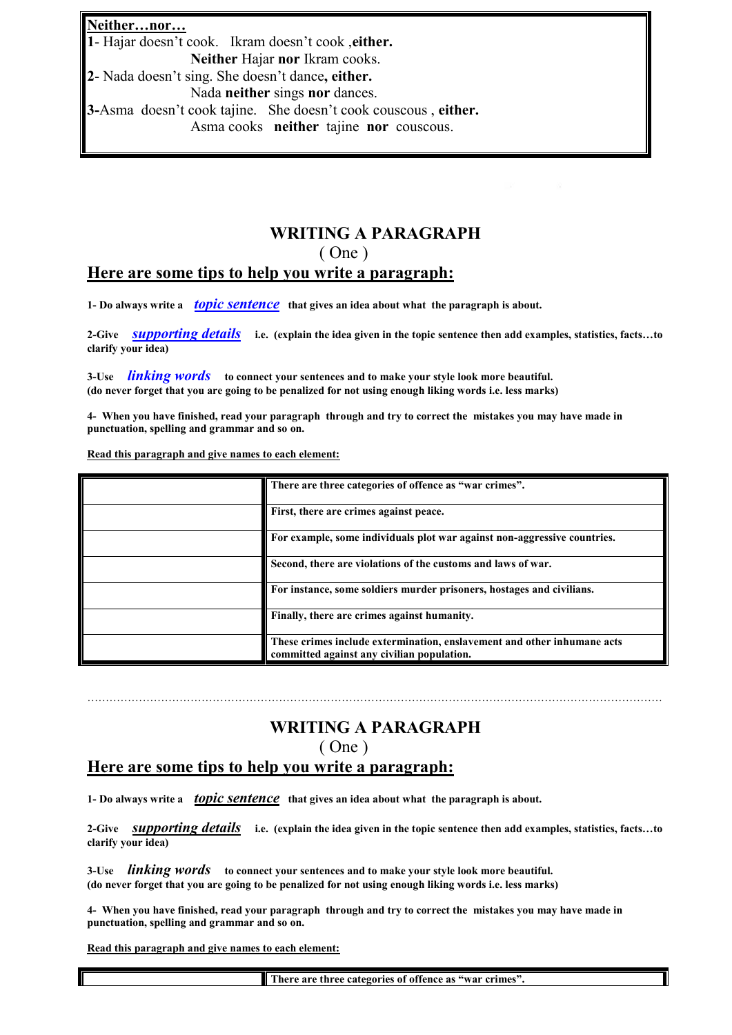**Neither…nor…**

**1**- Hajar doesn't cook. Ikram doesn't cook ,**either.**

**Neither** Hajar **nor** Ikram cooks.

**2**- Nada doesn't sing. She doesn't dance**, either.**

Nada **neither** sings **nor** dances.

**3-**Asma doesn't cook tajine. She doesn't cook couscous , **either.**

Asma cooks **neither** tajine **nor** couscous.

## WRITING A PARAGRAPH

( One )

## Here are some tips to help you write a paragraph:

**1- Do always write a *topic sentence* that gives an idea about what the paragraph is about.**

**2-Give *supporting details* i.e. (explain the idea given in the topic sentence then add examples, statistics, facts…to clarify your idea)**

**3-Use *linking words* to connect your sentences and to make your style look more beautiful.**
**(do never forget that you are going to be penalized for not using enough liking words i.e. less marks)**

**4- When you have finished, read your paragraph through and try to correct the mistakes you may have made in punctuation, spelling and grammar and so on.**

**Read this paragraph and give names to each element:**

| | |
|---|---|
| | **There are three categories of offence as "war crimes".** |
| | **First, there are crimes against peace.** |
| | **For example, some individuals plot war against non-aggressive countries.** |
| | **Second, there are violations of the customs and laws of war.** |
| | **For instance, some soldiers murder prisoners, hostages and civilians.** |
| | **Finally, there are crimes against humanity.** |
| | **These crimes include extermination, enslavement and other inhumane acts committed against any civilian population.** |

……………………………………………………………………………………………………………………………

## WRITING A PARAGRAPH

( One )

## Here are some tips to help you write a paragraph:

**1- Do always write a *topic sentence* that gives an idea about what the paragraph is about.**

**2-Give *supporting details* i.e. (explain the idea given in the topic sentence then add examples, statistics, facts…to clarify your idea)**

**3-Use *linking words* to connect your sentences and to make your style look more beautiful.**
**(do never forget that you are going to be penalized for not using enough liking words i.e. less marks)**

**4- When you have finished, read your paragraph through and try to correct the mistakes you may have made in punctuation, spelling and grammar and so on.**

**Read this paragraph and give names to each element:**

| | |
|---|---|
| | **There are three categories of offence as "war crimes".** |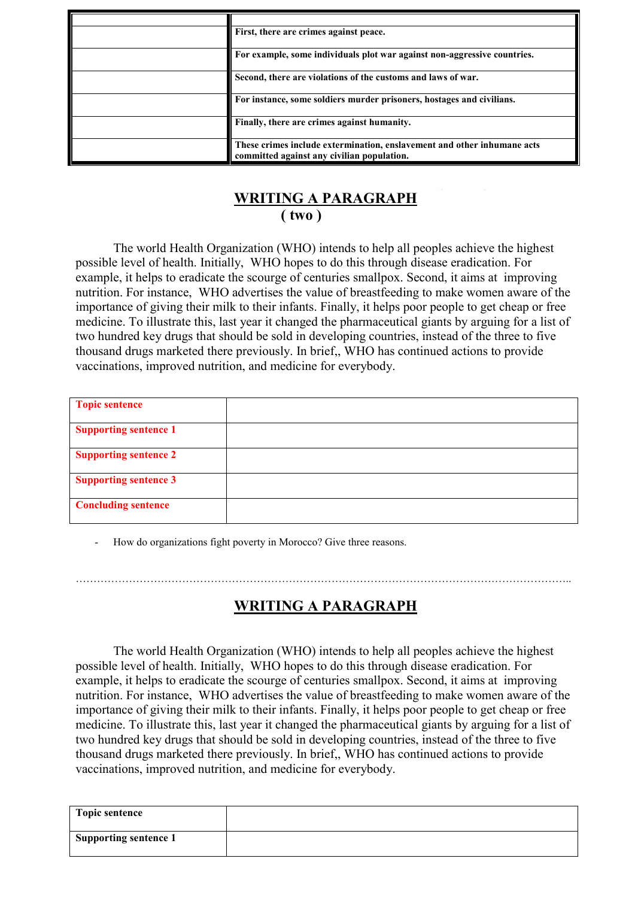| | |
|---|---|
| | First, there are crimes against peace. |
| | For example, some individuals plot war against non-aggressive countries. |
| | Second, there are violations of the customs and laws of war. |
| | For instance, some soldiers murder prisoners, hostages and civilians. |
| | Finally, there are crimes against humanity. |
| | These crimes include extermination, enslavement and other inhumane acts committed against any civilian population. |

## WRITING A PARAGRAPH
## ( two )

The world Health Organization (WHO) intends to help all peoples achieve the highest possible level of health. Initially, WHO hopes to do this through disease eradication. For example, it helps to eradicate the scourge of centuries smallpox. Second, it aims at improving nutrition. For instance, WHO advertises the value of breastfeeding to make women aware of the importance of giving their milk to their infants. Finally, it helps poor people to get cheap or free medicine. To illustrate this, last year it changed the pharmaceutical giants by arguing for a list of two hundred key drugs that should be sold in developing countries, instead of the three to five thousand drugs marketed there previously. In brief,, WHO has continued actions to provide vaccinations, improved nutrition, and medicine for everybody.

| | |
|---|---|
| **Topic sentence** | |
| **Supporting sentence 1** | |
| **Supporting sentence 2** | |
| **Supporting sentence 3** | |
| **Concluding sentence** | |

- How do organizations fight poverty in Morocco? Give three reasons.

……………………………………………………………………………………………………………………..

## WRITING A PARAGRAPH

The world Health Organization (WHO) intends to help all peoples achieve the highest possible level of health. Initially, WHO hopes to do this through disease eradication. For example, it helps to eradicate the scourge of centuries smallpox. Second, it aims at improving nutrition. For instance, WHO advertises the value of breastfeeding to make women aware of the importance of giving their milk to their infants. Finally, it helps poor people to get cheap or free medicine. To illustrate this, last year it changed the pharmaceutical giants by arguing for a list of two hundred key drugs that should be sold in developing countries, instead of the three to five thousand drugs marketed there previously. In brief,, WHO has continued actions to provide vaccinations, improved nutrition, and medicine for everybody.

| | |
|---|---|
| **Topic sentence** | |
| **Supporting sentence 1** | |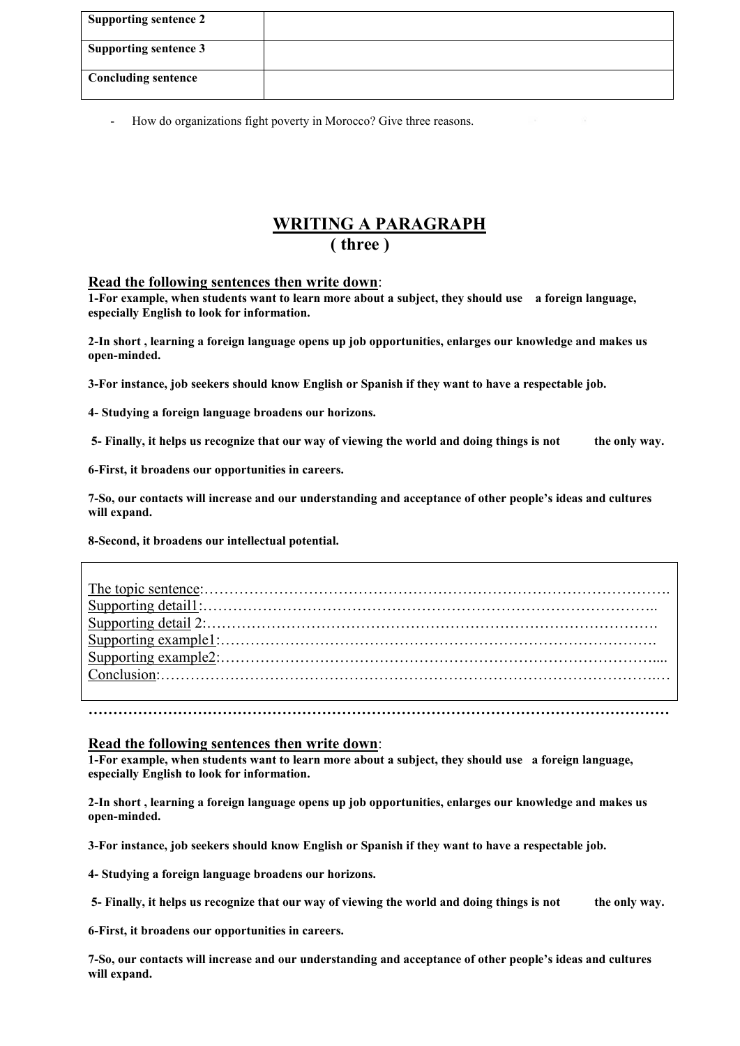| Supporting sentence 2 | |
|---|---|
| Supporting sentence 3 | |
| Concluding sentence | |

- How do organizations fight poverty in Morocco? Give three reasons.

## WRITING A PARAGRAPH
## ( three )

**Read the following sentences then write down**:

**1-For example, when students want to learn more about a subject, they should use a foreign language, especially English to look for information.**

**2-In short , learning a foreign language opens up job opportunities, enlarges our knowledge and makes us open-minded.**

**3-For instance, job seekers should know English or Spanish if they want to have a respectable job.**

**4- Studying a foreign language broadens our horizons.**

**5- Finally, it helps us recognize that our way of viewing the world and doing things is not the only way.**

**6-First, it broadens our opportunities in careers.**

**7-So, our contacts will increase and our understanding and acceptance of other people's ideas and cultures will expand.**

**8-Second, it broadens our intellectual potential.**

The topic sentence:……………………………………………………………………………………….
Supporting detail1:……………………………………………………………………………………..
Supporting detail 2:……………………………………………………………………………………….
Supporting example1:…………………………………………………………………………………….
Supporting example2:…………………………………………………………………………………....
Conclusion:……………………………………………………………………………………………..…

**…………………………………………………………………………………………………………………**

**Read the following sentences then write down**:

**1-For example, when students want to learn more about a subject, they should use a foreign language, especially English to look for information.**

**2-In short , learning a foreign language opens up job opportunities, enlarges our knowledge and makes us open-minded.**

**3-For instance, job seekers should know English or Spanish if they want to have a respectable job.**

**4- Studying a foreign language broadens our horizons.**

**5- Finally, it helps us recognize that our way of viewing the world and doing things is not the only way.**

**6-First, it broadens our opportunities in careers.**

**7-So, our contacts will increase and our understanding and acceptance of other people's ideas and cultures will expand.**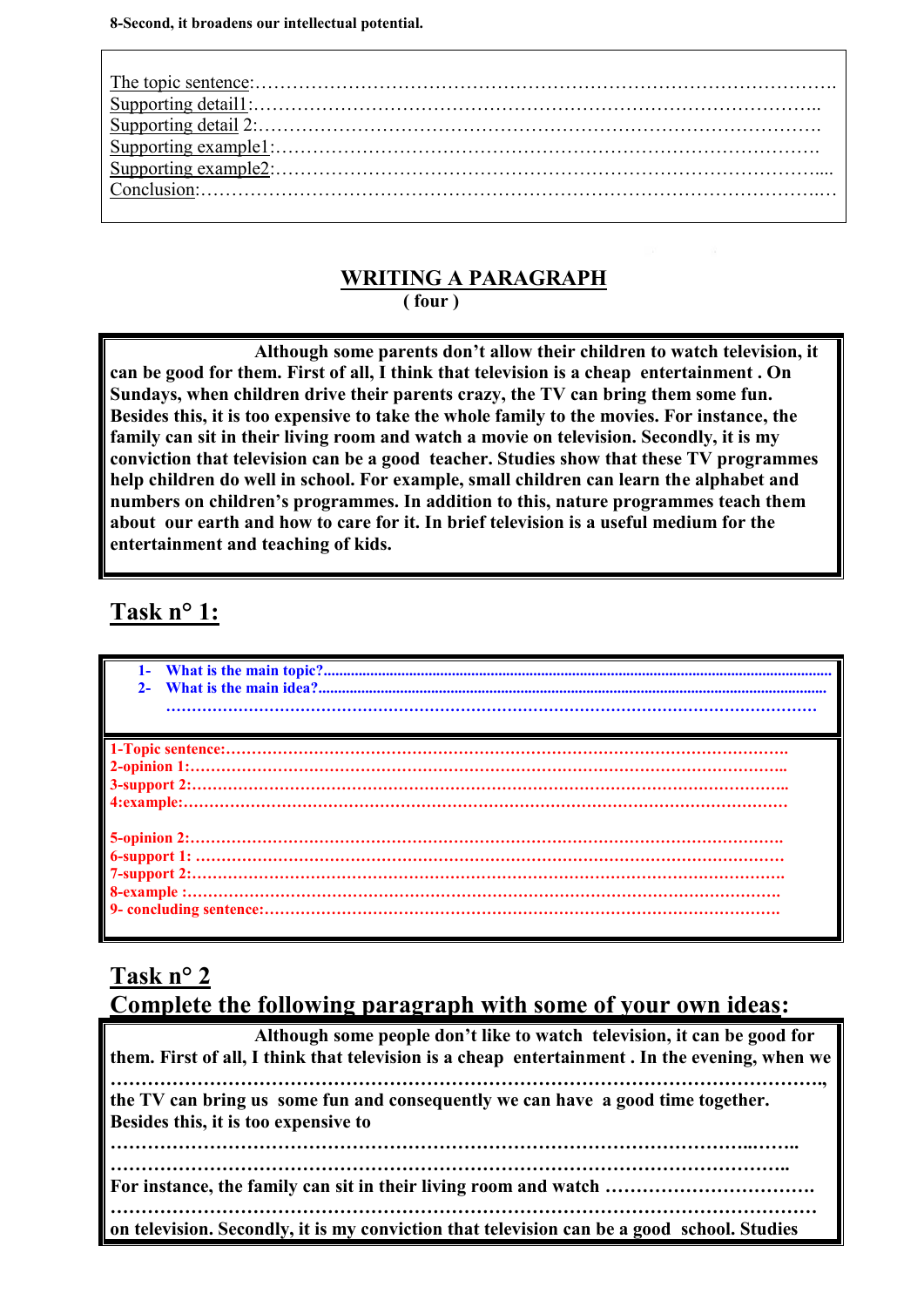**8-Second, it broadens our intellectual potential.**

The topic sentence:…………………………………………………………………………………….
Supporting detail1:……………………………………………………………………………………..
Supporting detail 2:…………………………………………………………………………………….
Supporting example1:………………………………………………………………………………….
Supporting example2:…………………………………………………………………………………....
Conclusion:……………………………………………………………………………………………..…

## WRITING A PARAGRAPH

( four )

**Although some parents don't allow their children to watch television, it can be good for them. First of all, I think that television is a cheap entertainment . On Sundays, when children drive their parents crazy, the TV can bring them some fun. Besides this, it is too expensive to take the whole family to the movies. For instance, the family can sit in their living room and watch a movie on television. Secondly, it is my conviction that television can be a good teacher. Studies show that these TV programmes help children do well in school. For example, small children can learn the alphabet and numbers on children's programmes. In addition to this, nature programmes teach them about our earth and how to care for it. In brief television is a useful medium for the entertainment and teaching of kids.**

## Task n° 1:

1- What is the main topic?.........................................................................................................................
2- What is the main idea?.........................................................................................................................
……………………………………………………………………………………………………………

**1-Topic sentence:**……………………………………………………………………………………….
**2-opinion 1:**……………………………………………………………………………………………..
**3-support 2:**……………………………………………………………………………………………..
**4:example:**……………………………………………………………………………………………….

**5-opinion 2:**…………………………………………………………………………………………….
**6-support 1:** ……………………………………………………………………………………………
**7-support 2:**…………………………………………………………………………………………….
**8-example :**…………………………………………………………………………………………….
**9- concluding sentence:**………………………………………………………………………………….

## Task n° 2

## Complete the following paragraph with some of your own ideas:

**Although some people don't like to watch television, it can be good for them. First of all, I think that television is a cheap entertainment . In the evening, when we**
**……………………………………………………………………………………………………….,**
**the TV can bring us some fun and consequently we can have a good time together. Besides this, it is too expensive to**
**……………………………………………………………………………………………..……..**
**……………………………………………………………………………………………………..**
**For instance, the family can sit in their living room and watch …………………………….**
**……………………………………………………………………………………………………….**
**on television. Secondly, it is my conviction that television can be a good school. Studies**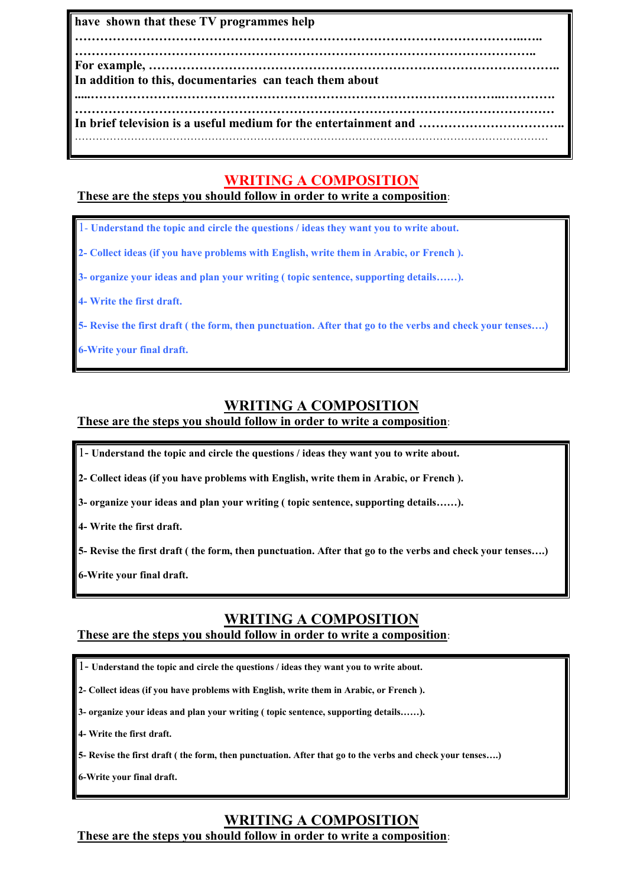have shown that these TV programmes help

…………………………………………………………………………………………………...…..

……………………………………………………………………………………………………..

For example, ……………………………………………………………………………………..

In addition to this, documentaries can teach them about

.....………………………………………………………………………………………...………….

………………………………………………………………………………………………………

In brief television is a useful medium for the entertainment and ……………………………..

…………………………………………………………………………………………………………

## WRITING A COMPOSITION

**These are the steps you should follow in order to write a composition**:

1- Understand the topic and circle the questions / ideas they want you to write about.

2- Collect ideas (if you have problems with English, write them in Arabic, or French ).

3- organize your ideas and plan your writing ( topic sentence, supporting details……).

4- Write the first draft.

5- Revise the first draft ( the form, then punctuation. After that go to the verbs and check your tenses….)

6-Write your final draft.

## WRITING A COMPOSITION

**These are the steps you should follow in order to write a composition**:

1- Understand the topic and circle the questions / ideas they want you to write about.

2- Collect ideas (if you have problems with English, write them in Arabic, or French ).

3- organize your ideas and plan your writing ( topic sentence, supporting details……).

4- Write the first draft.

5- Revise the first draft ( the form, then punctuation. After that go to the verbs and check your tenses….)

6-Write your final draft.

## WRITING A COMPOSITION

**These are the steps you should follow in order to write a composition**:

1- Understand the topic and circle the questions / ideas they want you to write about.

2- Collect ideas (if you have problems with English, write them in Arabic, or French ).

3- organize your ideas and plan your writing ( topic sentence, supporting details……).

4- Write the first draft.

5- Revise the first draft ( the form, then punctuation. After that go to the verbs and check your tenses….)

6-Write your final draft.

## WRITING A COMPOSITION

**These are the steps you should follow in order to write a composition**: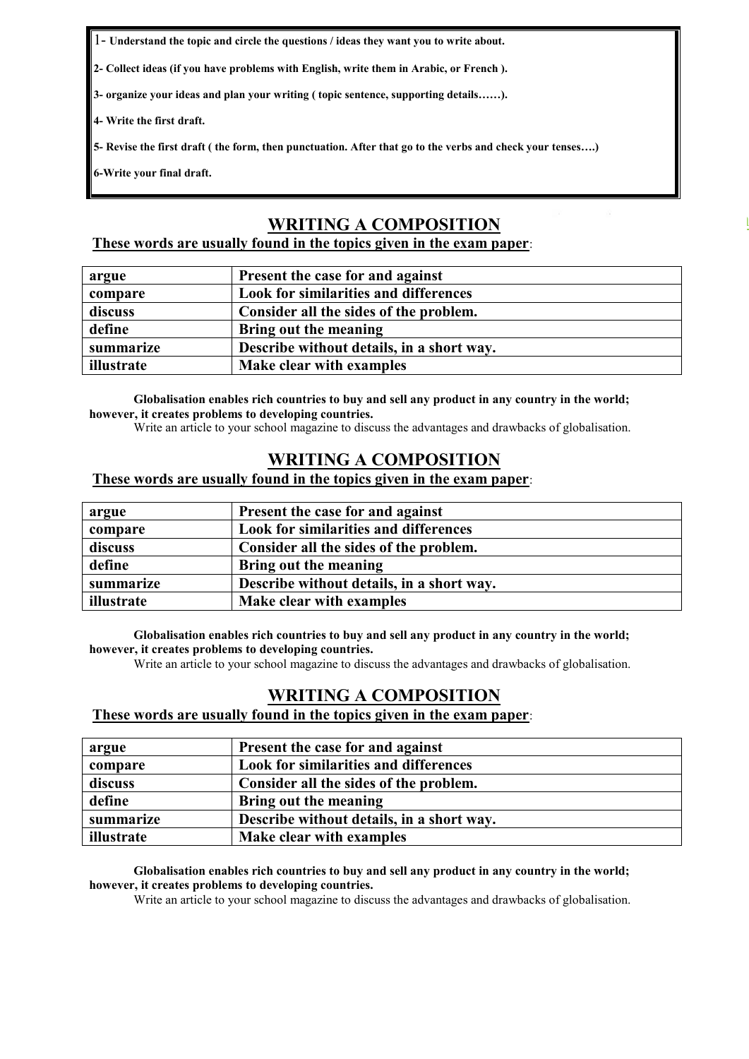**1- Understand the topic and circle the questions / ideas they want you to write about.**

**2- Collect ideas (if you have problems with English, write them in Arabic, or French ).**

**3- organize your ideas and plan your writing ( topic sentence, supporting details……).**

**4- Write the first draft.**

**5- Revise the first draft ( the form, then punctuation. After that go to the verbs and check your tenses….)**

**6-Write your final draft.**

## WRITING A COMPOSITION

**These words are usually found in the topics given in the exam paper**:

| argue | Present the case for and against |
|---|---|
| compare | Look for similarities and differences |
| discuss | Consider all the sides of the problem. |
| define | Bring out the meaning |
| summarize | Describe without details, in a short way. |
| illustrate | Make clear with examples |

**Globalisation enables rich countries to buy and sell any product in any country in the world; however, it creates problems to developing countries.**

Write an article to your school magazine to discuss the advantages and drawbacks of globalisation.

## WRITING A COMPOSITION

**These words are usually found in the topics given in the exam paper**:

| argue | Present the case for and against |
|---|---|
| compare | Look for similarities and differences |
| discuss | Consider all the sides of the problem. |
| define | Bring out the meaning |
| summarize | Describe without details, in a short way. |
| illustrate | Make clear with examples |

**Globalisation enables rich countries to buy and sell any product in any country in the world; however, it creates problems to developing countries.**

Write an article to your school magazine to discuss the advantages and drawbacks of globalisation.

## WRITING A COMPOSITION

**These words are usually found in the topics given in the exam paper**:

| argue | Present the case for and against |
|---|---|
| compare | Look for similarities and differences |
| discuss | Consider all the sides of the problem. |
| define | Bring out the meaning |
| summarize | Describe without details, in a short way. |
| illustrate | Make clear with examples |

**Globalisation enables rich countries to buy and sell any product in any country in the world; however, it creates problems to developing countries.**

Write an article to your school magazine to discuss the advantages and drawbacks of globalisation.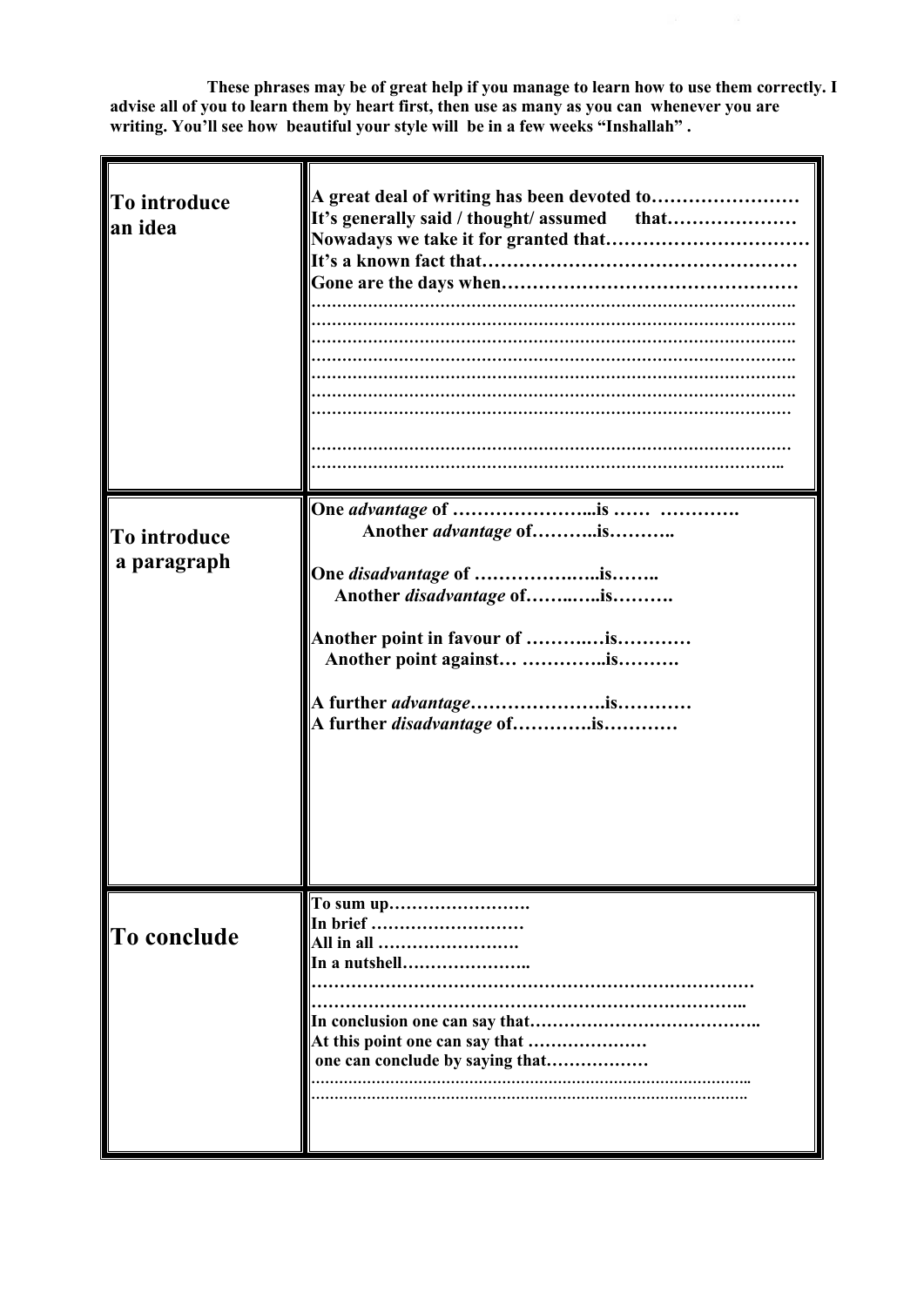**These phrases may be of great help if you manage to learn how to use them correctly. I advise all of you to learn them by heart first, then use as many as you can whenever you are writing. You'll see how beautiful your style will be in a few weeks "Inshallah" .**

| | |
|---|---|
| **To introduce an idea** | **A great deal of writing has been devoted to……………………**<br>**It's generally said / thought/ assumed that…………………**<br>**Nowadays we take it for granted that……………………………**<br>**It's a known fact that……………………………………………**<br>**Gone are the days when………………………………………**<br>……………………………………………………………………………….<br>……………………………………………………………………………….<br>……………………………………………………………………………….<br>……………………………………………………………………………….<br>……………………………………………………………………………….<br>……………………………………………………………………………….<br>………………………………………………………………………………<br>………………………………………………………………………………<br>……………………………………………………………………………….. |
| **To introduce a paragraph** | **One *advantage* of …………………...is …… ………….**<br>**Another *advantage* of………..is………..**<br><br>**One *disadvantage* of ………………..is……..**<br>**Another *disadvantage* of……..…..is……….**<br><br>**Another point in favour of ………..…is…………**<br>**Another point against… …………..is……….**<br><br>**A further *advantage*………………….is…………**<br>**A further *disadvantage* of………….is…………** |
| **To conclude** | **To sum up…………………….**<br>**In brief ………………………**<br>**All in all …………………….**<br>**In a nutshell…………………..**<br>…………………………………………………………………….<br>……………………………………………………………………..<br>**In conclusion one can say that…………………………………..**<br>**At this point one can say that …………………**<br>**one can conclude by saying that………………**<br>………………………………………………………………………………..<br>……………………………………………………………………………….. |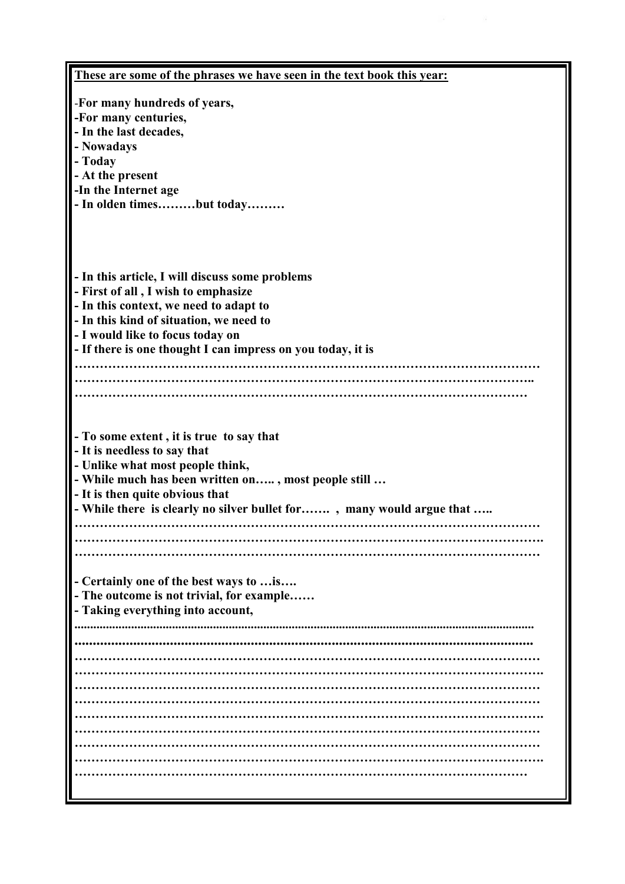**<u>These are some of the phrases we have seen in the text book this year:</u>**

-**For many hundreds of years,**
**-For many centuries,**
**- In the last decades,**
**- Nowadays**
**- Today**
**- At the present**
**-In the Internet age**
**- In olden times………but today………**

**- In this article, I will discuss some problems**
**- First of all , I wish to emphasize**
**- In this context, we need to adapt to**
**- In this kind of situation, we need to**
**- I would like to focus today on**
**- If there is one thought I can impress on you today, it is**
**……………………………………………………………………………………………………**
**…………………………………………………………………………………………………..**
**…………………………………………………………………………………………………**

**- To some extent , it is true to say that**
**- It is needless to say that**
**- Unlike what most people think,**
**- While much has been written on….. , most people still …**
**- It is then quite obvious that**
**- While there is clearly no silver bullet for……. , many would argue that …..**
**……………………………………………………………………………………………………**
**…………………………………………………………………………………………………….**
**……………………………………………………………………………………………………**

**- Certainly one of the best ways to …is….**
**- The outcome is not trivial, for example……**
**- Taking everything into account,**
**...............................................................................................................................................**
**...............................................................................................................................................**
**……………………………………………………………………………………………………**
**…………………………………………………………………………………………………….**
**……………………………………………………………………………………………………**
**……………………………………………………………………………………………………**
**…………………………………………………………………………………………………….**
**……………………………………………………………………………………………………**
**……………………………………………………………………………………………………**
**…………………………………………………………………………………………………….**
**…………………………………………………………………………………………………**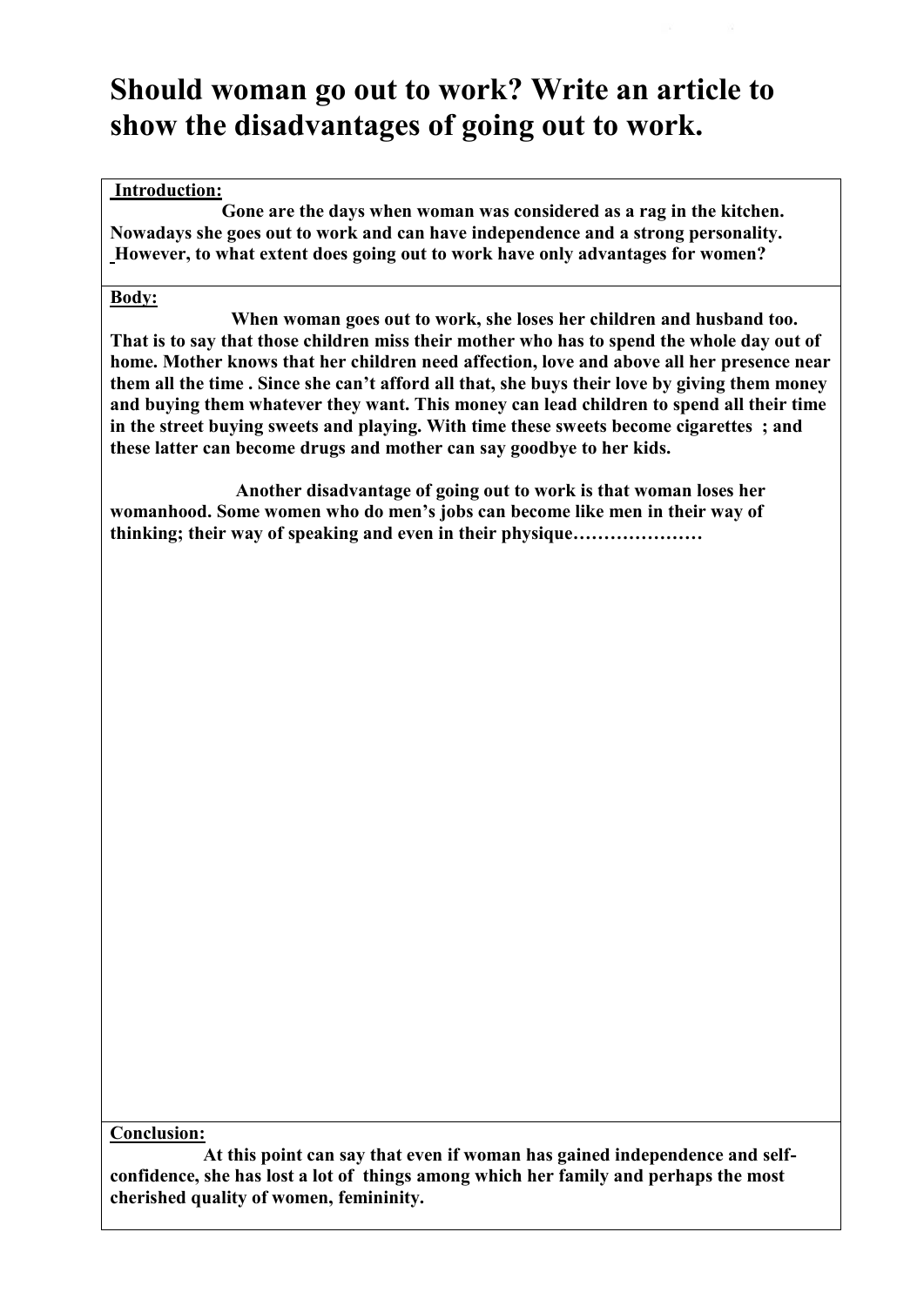# Should woman go out to work? Write an article to show the disadvantages of going out to work.

**Introduction:**

**Gone are the days when woman was considered as a rag in the kitchen. Nowadays she goes out to work and can have independence and a strong personality. However, to what extent does going out to work have only advantages for women?**

**Body:**

**When woman goes out to work, she loses her children and husband too. That is to say that those children miss their mother who has to spend the whole day out of home. Mother knows that her children need affection, love and above all her presence near them all the time . Since she can't afford all that, she buys their love by giving them money and buying them whatever they want. This money can lead children to spend all their time in the street buying sweets and playing. With time these sweets become cigarettes ; and these latter can become drugs and mother can say goodbye to her kids.**

**Another disadvantage of going out to work is that woman loses her womanhood. Some women who do men's jobs can become like men in their way of thinking; their way of speaking and even in their physique…………………**

**Conclusion:**

**At this point can say that even if woman has gained independence and self-confidence, she has lost a lot of things among which her family and perhaps the most cherished quality of women, femininity.**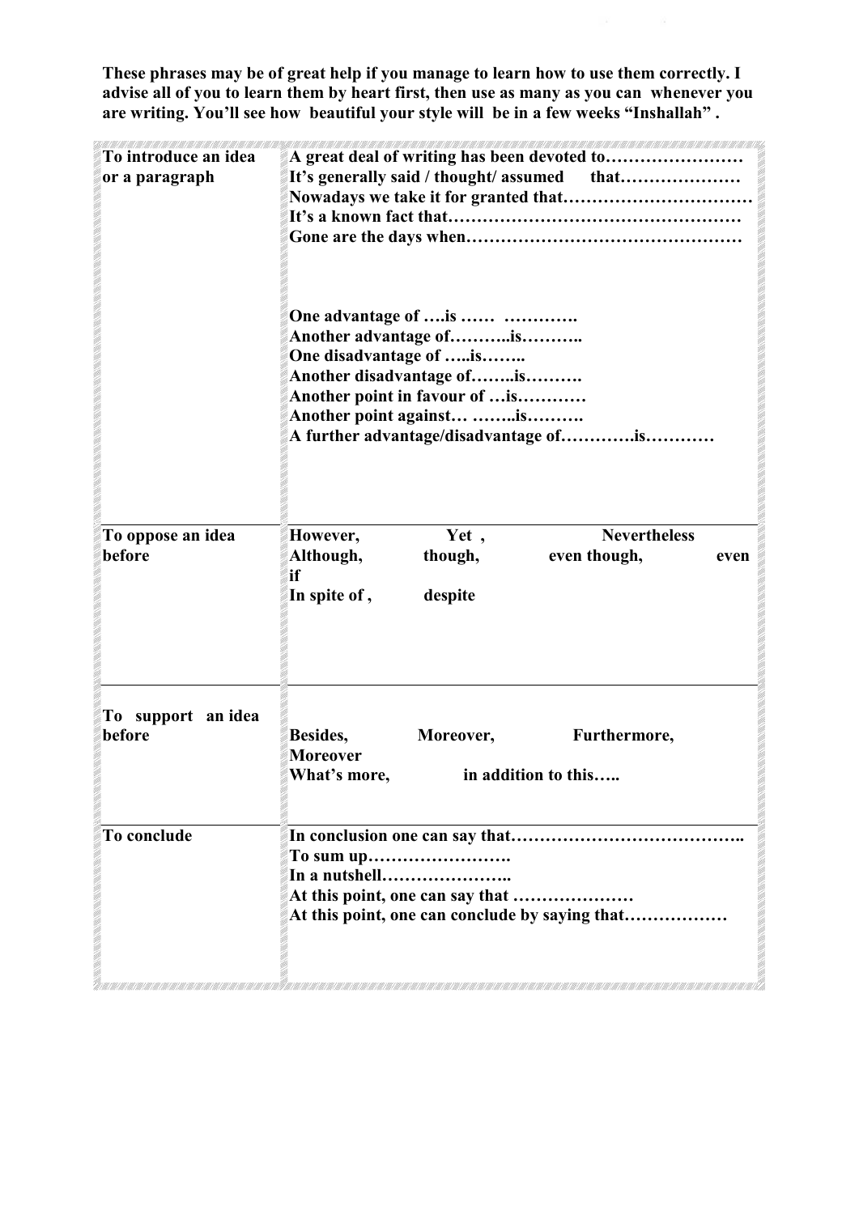**These phrases may be of great help if you manage to learn how to use them correctly. I advise all of you to learn them by heart first, then use as many as you can whenever you are writing. You'll see how beautiful your style will be in a few weeks "Inshallah" .**

| | |
|---|---|
| **To introduce an idea or a paragraph** | **A great deal of writing has been devoted to……………………**<br>**It's generally said / thought/ assumed that…………………**<br>**Nowadays we take it for granted that……………………………**<br>**It's a known fact that……………………………………………**<br>**Gone are the days when…………………………………………**<br><br>**One advantage of ….is …… ………….**<br>**Another advantage of………..is………..**<br>**One disadvantage of …..is……..**<br>**Another disadvantage of……..is……….**<br>**Another point in favour of …is…………**<br>**Another point against… ……..is……….**<br>**A further advantage/disadvantage of………….is…………** |
| **To oppose an idea before** | **However, Yet , Nevertheless**<br>**Although, though, even though, even if**<br>**In spite of , despite** |
| **To support an idea before** | **Besides, Moreover, Furthermore, Moreover**<br>**What's more, in addition to this…..** |
| **To conclude** | **In conclusion one can say that…………………………………..**<br>**To sum up…………………….**<br>**In a nutshell…………………..**<br>**At this point, one can say that …………………**<br>**At this point, one can conclude by saying that………………** |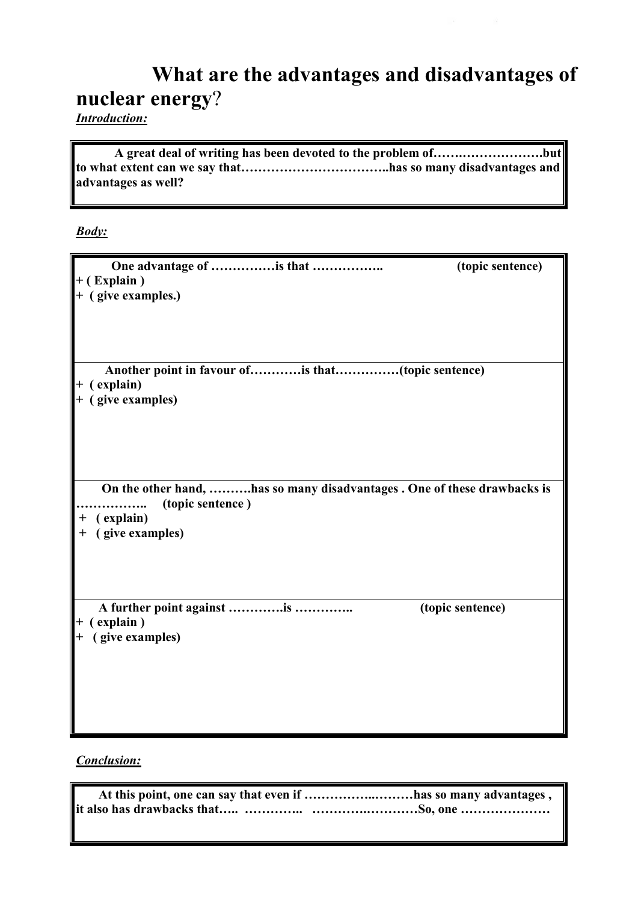# What are the advantages and disadvantages of nuclear energy?

***Introduction:***

> **A great deal of writing has been devoted to the problem of……..………………….but to what extent can we say that……………………………..has so many disadvantages and advantages as well?**

***Body:***

> **One advantage of ……………is that ……………..** **(topic sentence)**
> **+ ( Explain )**
> **+ ( give examples.)**
>
> **Another point in favour of…………is that……………(topic sentence)**
> **+ ( explain)**
> **+ ( give examples)**
>
> **On the other hand, ……….has so many disadvantages . One of these drawbacks is …………….. (topic sentence )**
> **+ ( explain)**
> **+ ( give examples)**
>
> **A further point against ………….is …………..** **(topic sentence)**
> **+ ( explain )**
> **+ ( give examples)**

***Conclusion:***

> **At this point, one can say that even if ……………..………has so many advantages , it also has drawbacks that….. ………….. ………….…………So, one …………………**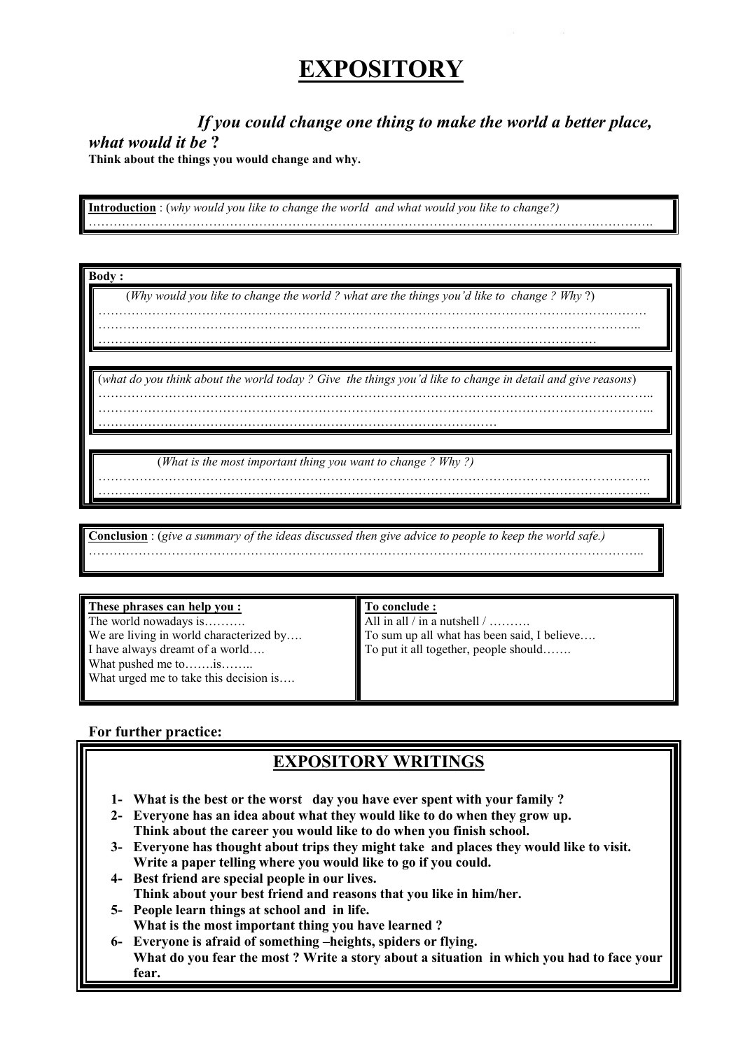# EXPOSITORY

***If you could change one thing to make the world a better place, what would it be* ?**

**Think about the things you would change and why.**

**Introduction** : (*why would you like to change the world and what would you like to change?)*
…………………………………………………………………………………………………………………….

**Body :**

(*Why would you like to change the world ? what are the things you'd like to change ? Why* ?)
……………………………………………………………………………………………………………
…………………………………………………………………………………………………………..
…………………………………………………………………………………………………………

(*what do you think about the world today ? Give the things you'd like to change in detail and give reasons*)
……………………………………………………………………………………………………………..
……………………………………………………………………………………………………………..
………………………………………………………………………………………

(*What is the most important thing you want to change ? Why ?)*
…………………………………………………………………………………………………………….
…………………………………………………………………………………………………………….

**Conclusion** : (*give a summary of the ideas discussed then give advice to people to keep the world safe.)*
…………………………………………………………………………………………………………………..

| **These phrases can help you :** | **To conclude :** |
|---|---|
| The world nowadays is………. | All in all / in a nutshell / ………. |
| We are living in world characterized by…. | To sum up all what has been said, I believe…. |
| I have always dreamt of a world…. | To put it all together, people should……. |
| What pushed me to…….is…….. | |
| What urged me to take this decision is…. | |

**For further practice:**

## EXPOSITORY WRITINGS

1. **What is the best or the worst day you have ever spent with your family ?**
2. **Everyone has an idea about what they would like to do when they grow up. Think about the career you would like to do when you finish school.**
3. **Everyone has thought about trips they might take and places they would like to visit. Write a paper telling where you would like to go if you could.**
4. **Best friend are special people in our lives. Think about your best friend and reasons that you like in him/her.**
5. **People learn things at school and in life. What is the most important thing you have learned ?**
6. **Everyone is afraid of something –heights, spiders or flying. What do you fear the most ? Write a story about a situation in which you had to face your fear.**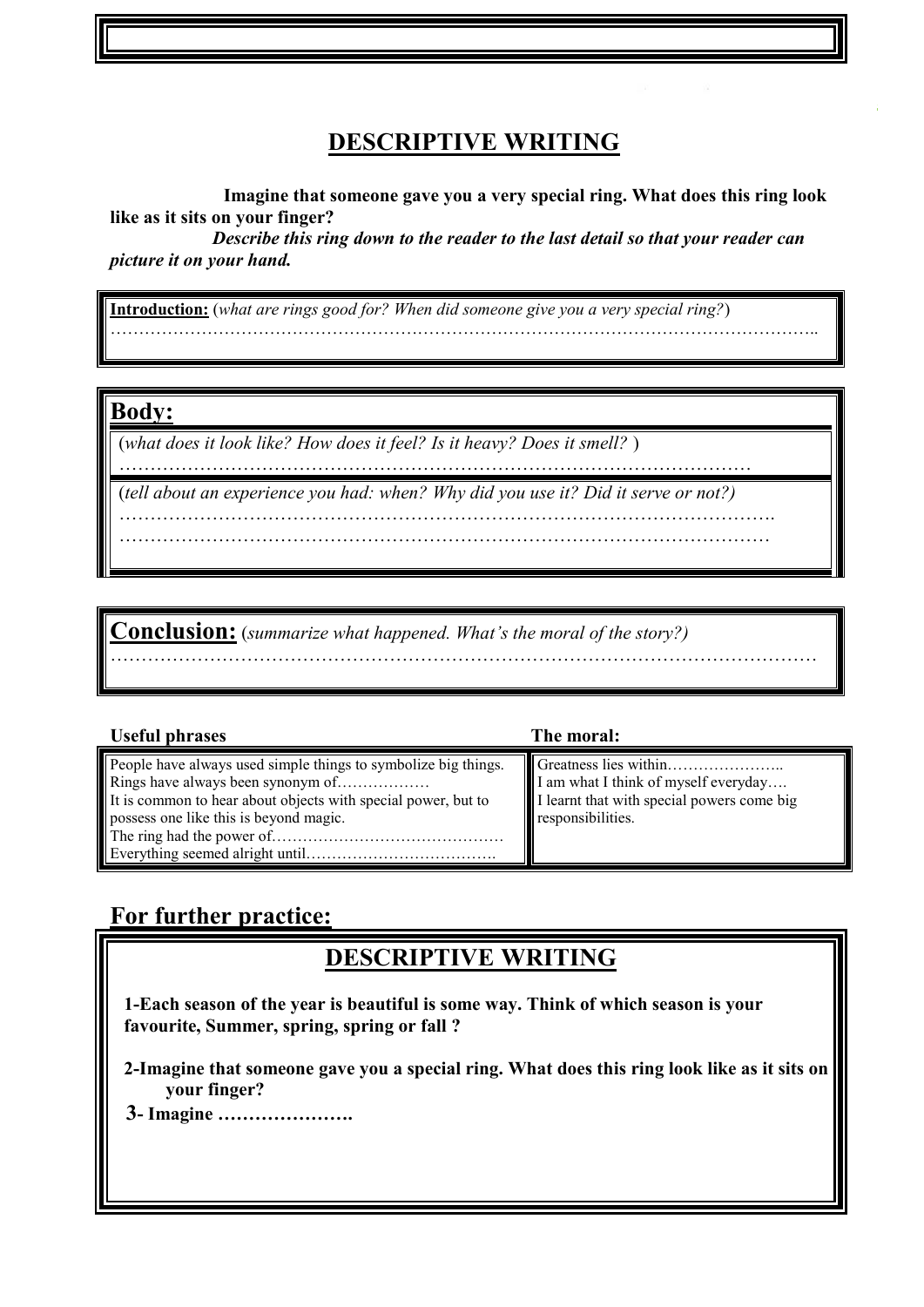# DESCRIPTIVE WRITING

**Imagine that someone gave you a very special ring. What does this ring look like as it sits on your finger?**

***Describe this ring down to the reader to the last detail so that your reader can picture it on your hand.***

**Introduction:** (*what are rings good for? When did someone give you a very special ring?*)
……………………………………………………………………………………………………..

## Body:

(*what does it look like? How does it feel? Is it heavy? Does it smell?* )
…………………………………………………………………………………………

(*tell about an experience you had: when? Why did you use it? Did it serve or not?)*
………………………………………………………………………………………….
…………………………………………………………………………………………

**Conclusion:** (*summarize what happened. What's the moral of the story?)*
……………………………………………………………………………………………………

| Useful phrases | The moral: |
|---|---|
| People have always used simple things to symbolize big things.<br>Rings have always been synonym of……………..<br>It is common to hear about objects with special power, but to possess one like this is beyond magic.<br>The ring had the power of………………………………………<br>Everything seemed alright until………………………………. | Greatness lies within…………………..<br>I am what I think of myself everyday….<br>I learnt that with special powers come big responsibilities. |

## For further practice:

### DESCRIPTIVE WRITING

**1-Each season of the year is beautiful is some way. Think of which season is your favourite, Summer, spring, spring or fall ?**

**2-Imagine that someone gave you a special ring. What does this ring look like as it sits on your finger?**

**3- Imagine ………………….**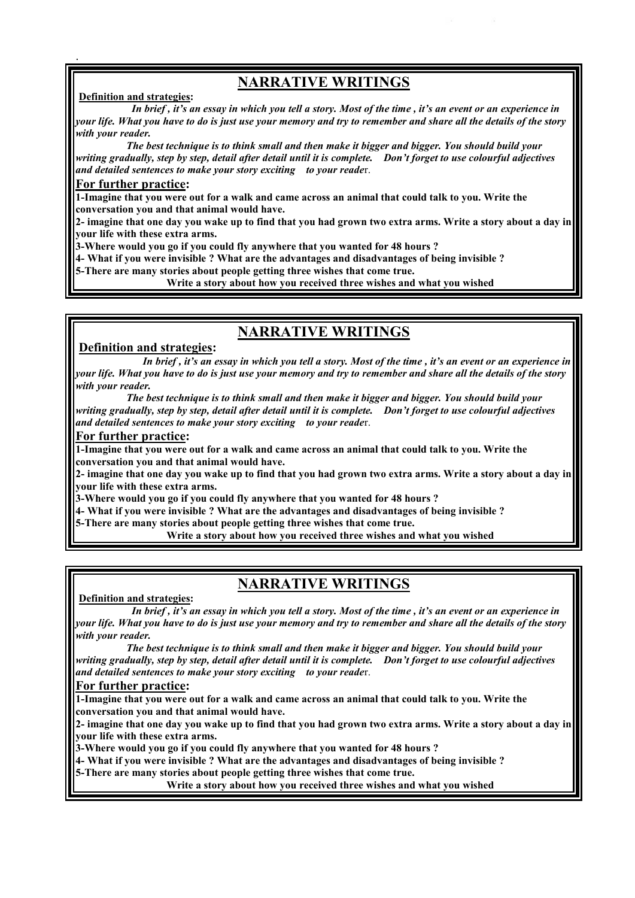## NARRATIVE WRITINGS

**Definition and strategies:**

***In brief , it's an essay in which you tell a story. Most of the time , it's an event or an experience in your life. What you have to do is just use your memory and try to remember and share all the details of the story with your reader.***

***The best technique is to think small and then make it bigger and bigger. You should build your writing gradually, step by step, detail after detail until it is complete. Don't forget to use colourful adjectives and detailed sentences to make your story exciting to your reader.***

**For further practice:**

**1-Imagine that you were out for a walk and came across an animal that could talk to you. Write the conversation you and that animal would have.**

**2- imagine that one day you wake up to find that you had grown two extra arms. Write a story about a day in your life with these extra arms.**

**3-Where would you go if you could fly anywhere that you wanted for 48 hours ?**

**4- What if you were invisible ? What are the advantages and disadvantages of being invisible ?**

**5-There are many stories about people getting three wishes that come true.**

**Write a story about how you received three wishes and what you wished**

## NARRATIVE WRITINGS

**Definition and strategies:**

***In brief , it's an essay in which you tell a story. Most of the time , it's an event or an experience in your life. What you have to do is just use your memory and try to remember and share all the details of the story with your reader.***

***The best technique is to think small and then make it bigger and bigger. You should build your writing gradually, step by step, detail after detail until it is complete. Don't forget to use colourful adjectives and detailed sentences to make your story exciting to your reader.***

**For further practice:**

**1-Imagine that you were out for a walk and came across an animal that could talk to you. Write the conversation you and that animal would have.**

**2- imagine that one day you wake up to find that you had grown two extra arms. Write a story about a day in your life with these extra arms.**

**3-Where would you go if you could fly anywhere that you wanted for 48 hours ?**

**4- What if you were invisible ? What are the advantages and disadvantages of being invisible ?**

**5-There are many stories about people getting three wishes that come true.**

**Write a story about how you received three wishes and what you wished**

## NARRATIVE WRITINGS

**Definition and strategies:**

***In brief , it's an essay in which you tell a story. Most of the time , it's an event or an experience in your life. What you have to do is just use your memory and try to remember and share all the details of the story with your reader.***

***The best technique is to think small and then make it bigger and bigger. You should build your writing gradually, step by step, detail after detail until it is complete. Don't forget to use colourful adjectives and detailed sentences to make your story exciting to your reader.***

**For further practice:**

**1-Imagine that you were out for a walk and came across an animal that could talk to you. Write the conversation you and that animal would have.**

**2- imagine that one day you wake up to find that you had grown two extra arms. Write a story about a day in your life with these extra arms.**

**3-Where would you go if you could fly anywhere that you wanted for 48 hours ?**

**4- What if you were invisible ? What are the advantages and disadvantages of being invisible ?**

**5-There are many stories about people getting three wishes that come true.**

**Write a story about how you received three wishes and what you wished**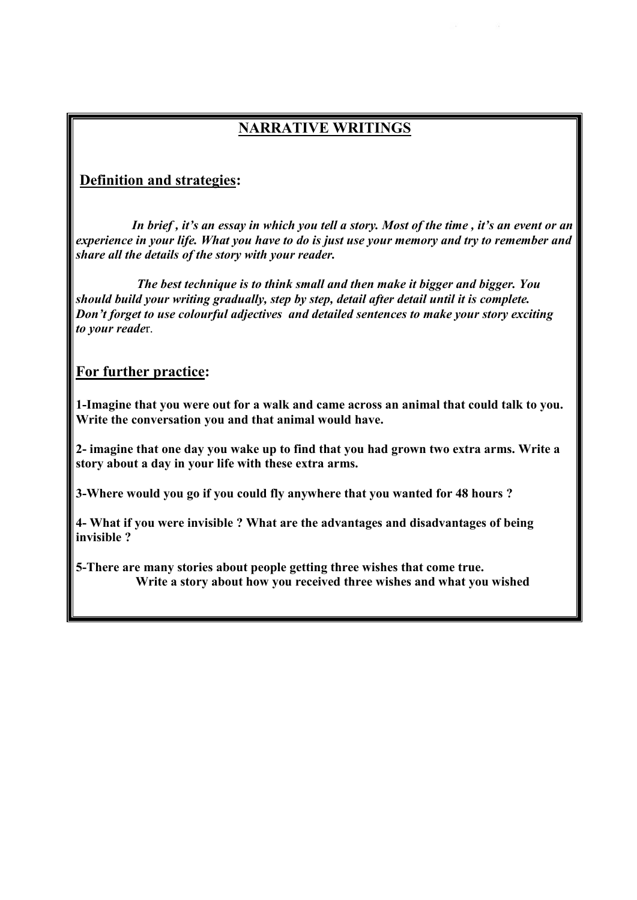## NARRATIVE WRITINGS

### Definition and strategies:

*In brief , it's an essay in which you tell a story. Most of the time , it's an event or an experience in your life. What you have to do is just use your memory and try to remember and share all the details of the story with your reader.*

*The best technique is to think small and then make it bigger and bigger. You should build your writing gradually, step by step, detail after detail until it is complete. Don't forget to use colourful adjectives and detailed sentences to make your story exciting to your reader.*

### For further practice:

**1-Imagine that you were out for a walk and came across an animal that could talk to you. Write the conversation you and that animal would have.**

**2- imagine that one day you wake up to find that you had grown two extra arms. Write a story about a day in your life with these extra arms.**

**3-Where would you go if you could fly anywhere that you wanted for 48 hours ?**

**4- What if you were invisible ? What are the advantages and disadvantages of being invisible ?**

**5-There are many stories about people getting three wishes that come true. Write a story about how you received three wishes and what you wished**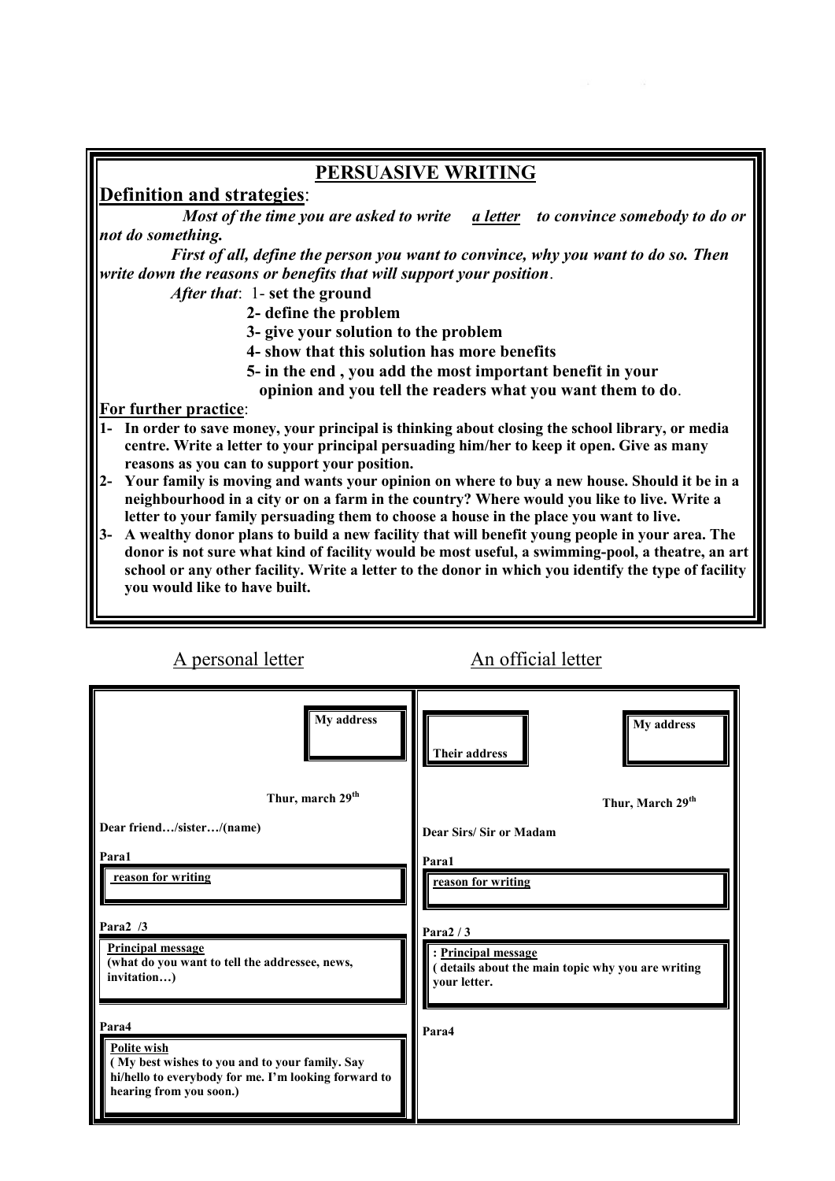## PERSUASIVE WRITING

**Definition and strategies**:

***Most of the time you are asked to write <u>a letter</u> to convince somebody to do or not do something.***

***First of all, define the person you want to convince, why you want to do so. Then write down the reasons or benefits that will support your position.***

***After that***: 1- **set the ground**

**2- define the problem**

**3- give your solution to the problem**

**4- show that this solution has more benefits**

**5- in the end , you add the most important benefit in your opinion and you tell the readers what you want them to do**.

**For further practice**:

1- **In order to save money, your principal is thinking about closing the school library, or media centre. Write a letter to your principal persuading him/her to keep it open. Give as many reasons as you can to support your position.**
2- **Your family is moving and wants your opinion on where to buy a new house. Should it be in a neighbourhood in a city or on a farm in the country? Where would you like to live. Write a letter to your family persuading them to choose a house in the place you want to live.**
3- **A wealthy donor plans to build a new facility that will benefit young people in your area. The donor is not sure what kind of facility would be most useful, a swimming-pool, a theatre, an art school or any other facility. Write a letter to the donor in which you identify the type of facility you would like to have built.**

| A personal letter | An official letter |
|---|---|
| **My address** | **Their address** / **My address** |
| **Thur, march 29th** | **Thur, March 29th** |
| **Dear friend…/sister…/(name)** | **Dear Sirs/ Sir or Madam** |
| **Para1**<br>**reason for writing** | **Para1**<br>**reason for writing** |
| **Para2 /3**<br>**Principal message**<br>**(what do you want to tell the addressee, news, invitation…)** | **Para2 / 3**<br>**: Principal message**<br>**( details about the main topic why you are writing your letter.** |
| **Para4**<br>**Polite wish**<br>**( My best wishes to you and to your family. Say hi/hello to everybody for me. I'm looking forward to hearing from you soon.)** | **Para4** |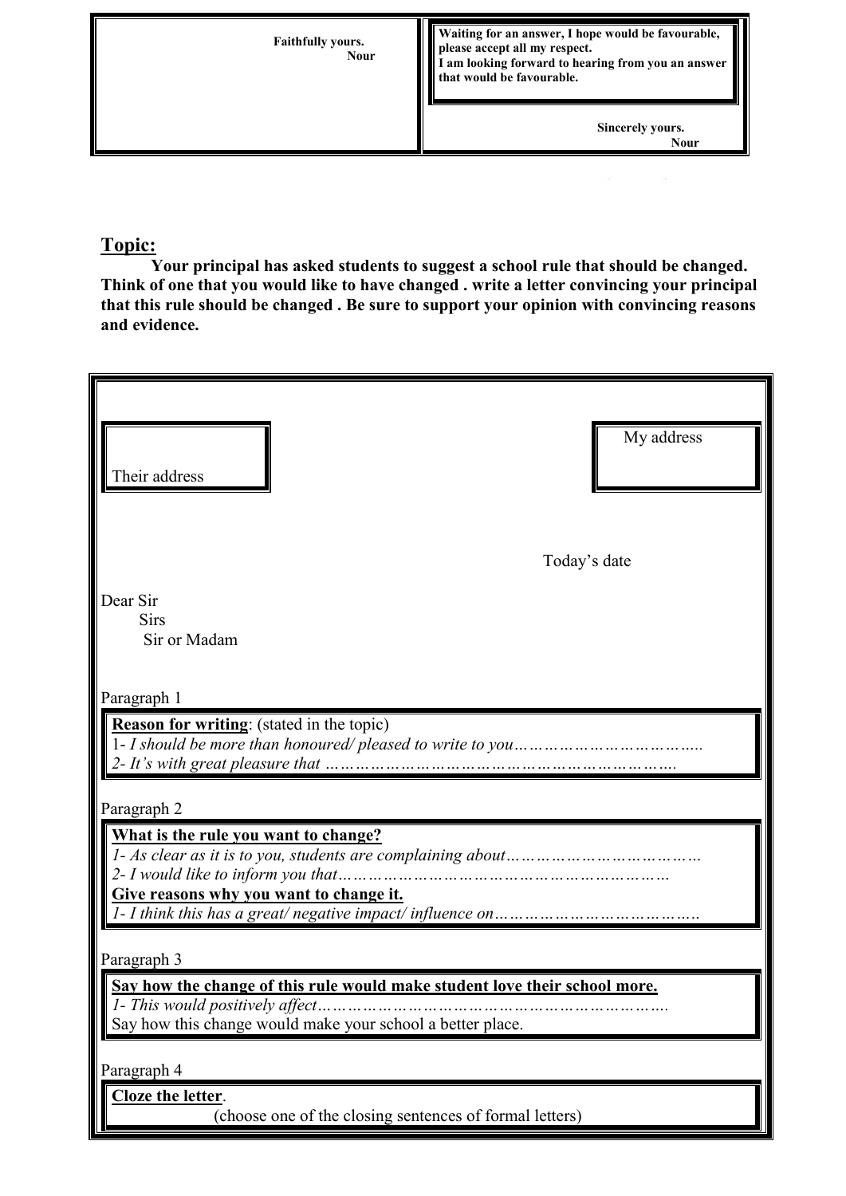| Faithfully yours.<br>Nour | Waiting for an answer, I hope would be favourable, please accept all my respect.<br>I am looking forward to hearing from you an answer that would be favourable.<br><br>Sincerely yours.<br>Nour |
|---|---|

## Topic:

**Your principal has asked students to suggest a school rule that should be changed. Think of one that you would like to have changed . write a letter convincing your principal that this rule should be changed . Be sure to support your opinion with convincing reasons and evidence.**

Their address

My address

Today's date

Dear Sir
Sirs
Sir or Madam

Paragraph 1

**Reason for writing**: (stated in the topic)
*1- I should be more than honoured/ pleased to write to you……………………………..*
*2- It's with great pleasure that ………………………………………………………….*

Paragraph 2

**What is the rule you want to change?**
*1- As clear as it is to you, students are complaining about………………………………*
*2- I would like to inform you that…………………………………………………………*
**Give reasons why you want to change it.**
*1- I think this has a great/ negative impact/ influence on…………………………………..*

Paragraph 3

**Say how the change of this rule would make student love their school more.**
*1- This would positively affect……………………………………………………………….*
Say how this change would make your school a better place.

Paragraph 4

**Cloze the letter**.
(choose one of the closing sentences of formal letters)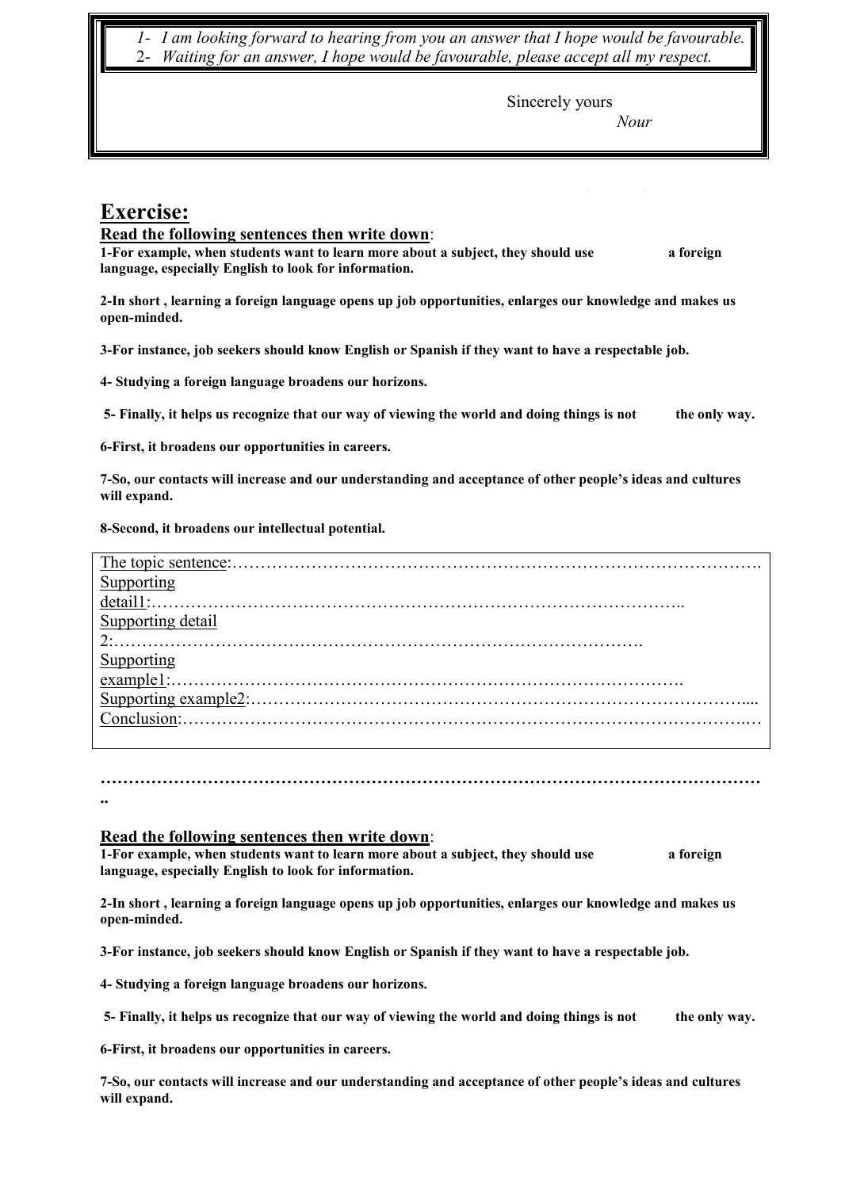1- *I am looking forward to hearing from you an answer that I hope would be favourable.*
2- *Waiting for an answer, I hope would be favourable, please accept all my respect.*

Sincerely yours
*Nour*

## Exercise:

**Read the following sentences then write down**:

**1-For example, when students want to learn more about a subject, they should use a foreign language, especially English to look for information.**

**2-In short , learning a foreign language opens up job opportunities, enlarges our knowledge and makes us open-minded.**

**3-For instance, job seekers should know English or Spanish if they want to have a respectable job.**

**4- Studying a foreign language broadens our horizons.**

**5- Finally, it helps us recognize that our way of viewing the world and doing things is not the only way.**

**6-First, it broadens our opportunities in careers.**

**7-So, our contacts will increase and our understanding and acceptance of other people's ideas and cultures will expand.**

**8-Second, it broadens our intellectual potential.**

The topic sentence:…………………………………………………………………………………….
Supporting detail1:……………………………………………………………………………………..
Supporting detail 2:…………………………………………………………………………………….
Supporting example1:………………………………………………………………………………….
Supporting example2:………………………………………………………………………………....
Conclusion:…………………………………………………………………………………………..…

…………………………………………………………………………………………………………..

**Read the following sentences then write down**:

**1-For example, when students want to learn more about a subject, they should use a foreign language, especially English to look for information.**

**2-In short , learning a foreign language opens up job opportunities, enlarges our knowledge and makes us open-minded.**

**3-For instance, job seekers should know English or Spanish if they want to have a respectable job.**

**4- Studying a foreign language broadens our horizons.**

**5- Finally, it helps us recognize that our way of viewing the world and doing things is not the only way.**

**6-First, it broadens our opportunities in careers.**

**7-So, our contacts will increase and our understanding and acceptance of other people's ideas and cultures will expand.**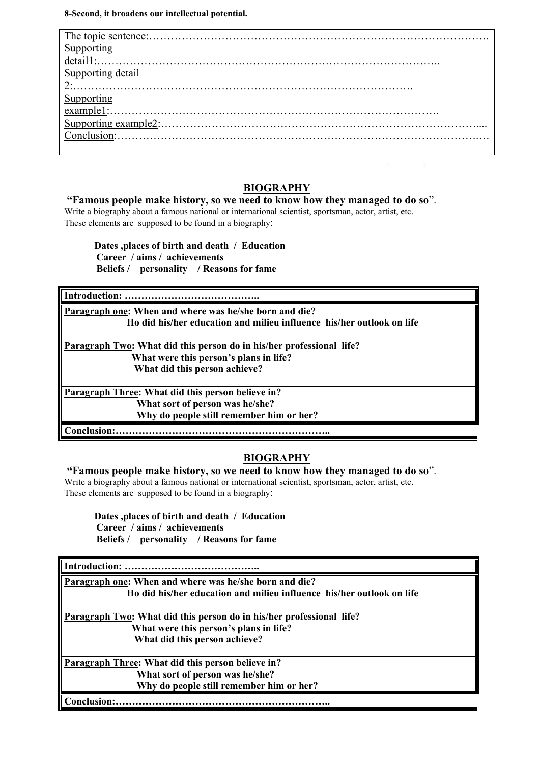**8-Second, it broadens our intellectual potential.**

| |
|---|
| The topic sentence:………………………………………………………………………………………. |
| Supporting detail1:………………………………………………………………………………….. |
| Supporting detail 2:………………………………………………………………………………. |
| Supporting example1:………………………………………………………………………………. |
| Supporting example2:…………………………………………………………………………….... |
| Conclusion:……………………………………………………………………………………….… |

## BIOGRAPHY

**"Famous people make history, so we need to know how they managed to do so"**.

Write a biography about a famous national or international scientist, sportsman, actor, artist, etc.
These elements are supposed to be found in a biography:

**Dates ,places of birth and death / Education**
**Career / aims / achievements**
**Beliefs / personality / Reasons for fame**

| |
|---|
| **Introduction: …………………………………..** |
| **Paragraph one: When and where was he/she born and die?**<br>**Ho did his/her education and milieu influence his/her outlook on life** |
| **Paragraph Two: What did this person do in his/her professional life?**<br>**What were this person's plans in life?**<br>**What did this person achieve?** |
| **Paragraph Three: What did this person believe in?**<br>**What sort of person was he/she?**<br>**Why do people still remember him or her?** |
| **Conclusion:………………………………………………………..** |

## BIOGRAPHY

**"Famous people make history, so we need to know how they managed to do so"**.

Write a biography about a famous national or international scientist, sportsman, actor, artist, etc.
These elements are supposed to be found in a biography:

**Dates ,places of birth and death / Education**
**Career / aims / achievements**
**Beliefs / personality / Reasons for fame**

| |
|---|
| **Introduction: …………………………………..** |
| **Paragraph one: When and where was he/she born and die?**<br>**Ho did his/her education and milieu influence his/her outlook on life** |
| **Paragraph Two: What did this person do in his/her professional life?**<br>**What were this person's plans in life?**<br>**What did this person achieve?** |
| **Paragraph Three: What did this person believe in?**<br>**What sort of person was he/she?**<br>**Why do people still remember him or her?** |
| **Conclusion:………………………………………………………..** |